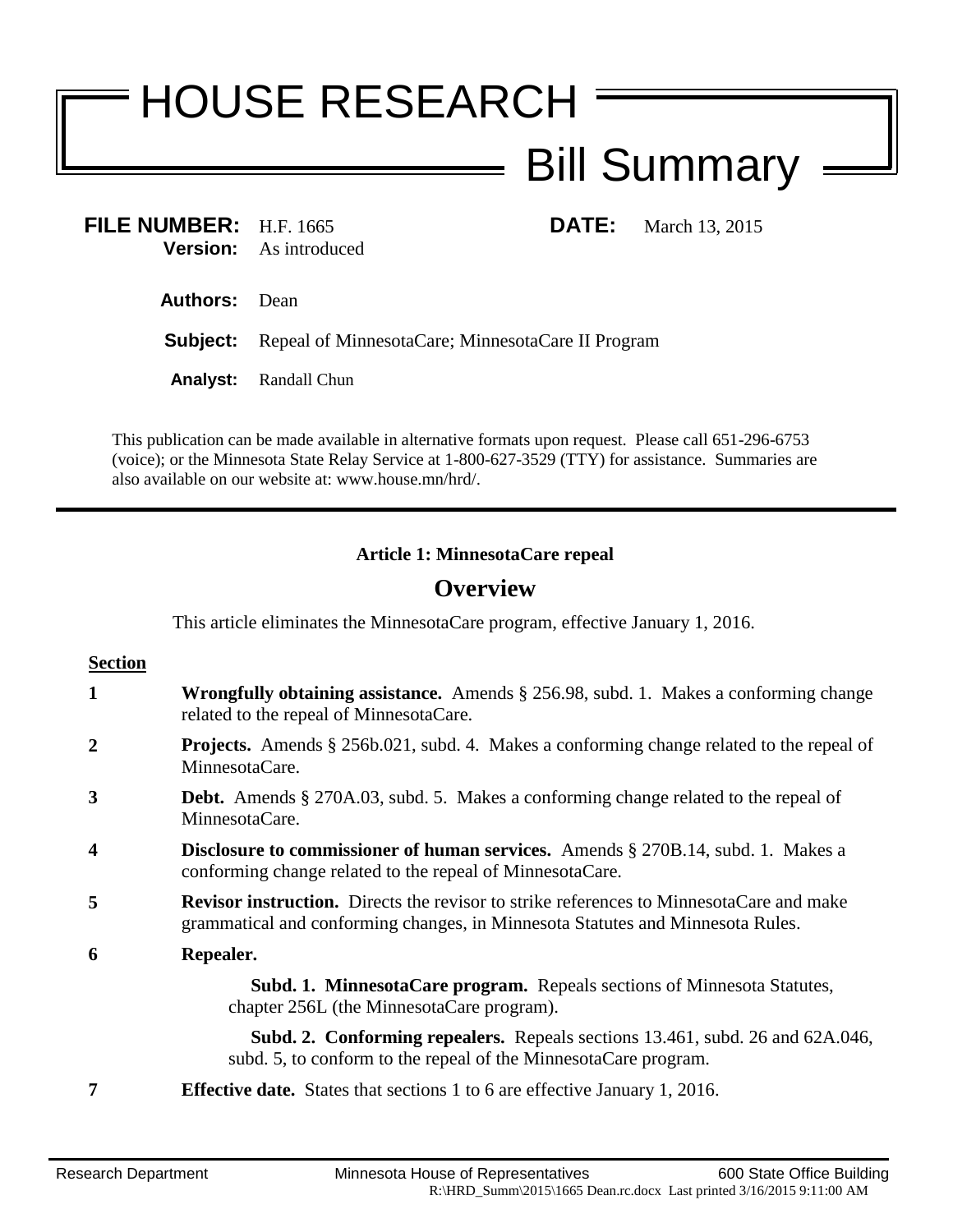# HOUSE RESEARCH

## Bill Summary

**FILE NUMBER:** H.F. 1665 **DATE:** March 13, 2015
**Version:** As introduced

**Authors:** Dean

**Subject:** Repeal of MinnesotaCare; MinnesotaCare II Program

**Analyst:** Randall Chun

This publication can be made available in alternative formats upon request. Please call 651-296-6753 (voice); or the Minnesota State Relay Service at 1-800-627-3529 (TTY) for assistance. Summaries are also available on our website at: www.house.mn/hrd/.

---

**Article 1: MinnesotaCare repeal**

## Overview

This article eliminates the MinnesotaCare program, effective January 1, 2016.

**Section**

**1** **Wrongfully obtaining assistance.** Amends § 256.98, subd. 1. Makes a conforming change related to the repeal of MinnesotaCare.

**2** **Projects.** Amends § 256b.021, subd. 4. Makes a conforming change related to the repeal of MinnesotaCare.

**3** **Debt.** Amends § 270A.03, subd. 5. Makes a conforming change related to the repeal of MinnesotaCare.

**4** **Disclosure to commissioner of human services.** Amends § 270B.14, subd. 1. Makes a conforming change related to the repeal of MinnesotaCare.

**5** **Revisor instruction.** Directs the revisor to strike references to MinnesotaCare and make grammatical and conforming changes, in Minnesota Statutes and Minnesota Rules.

**6** **Repealer.**

**Subd. 1. MinnesotaCare program.** Repeals sections of Minnesota Statutes, chapter 256L (the MinnesotaCare program).

**Subd. 2. Conforming repealers.** Repeals sections 13.461, subd. 26 and 62A.046, subd. 5, to conform to the repeal of the MinnesotaCare program.

**7** **Effective date.** States that sections 1 to 6 are effective January 1, 2016.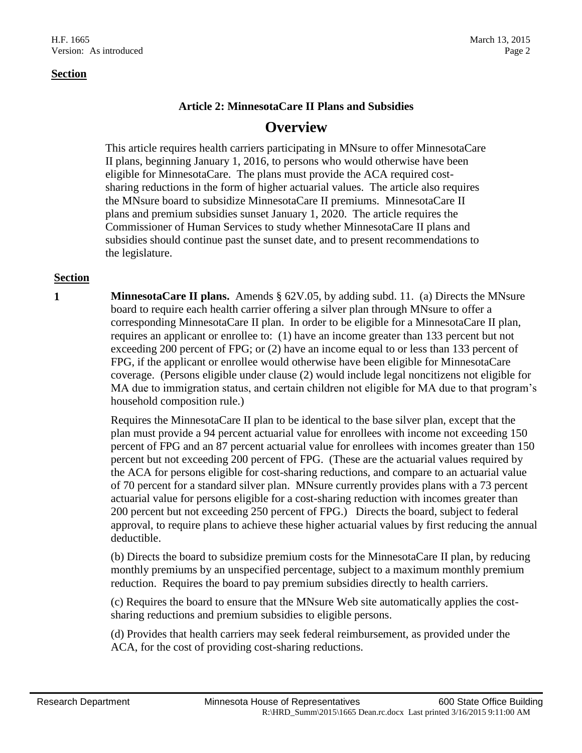**Section**

### Article 2: MinnesotaCare II Plans and Subsidies

## Overview

This article requires health carriers participating in MNsure to offer MinnesotaCare II plans, beginning January 1, 2016, to persons who would otherwise have been eligible for MinnesotaCare. The plans must provide the ACA required cost-sharing reductions in the form of higher actuarial values. The article also requires the MNsure board to subsidize MinnesotaCare II premiums. MinnesotaCare II plans and premium subsidies sunset January 1, 2020. The article requires the Commissioner of Human Services to study whether MinnesotaCare II plans and subsidies should continue past the sunset date, and to present recommendations to the legislature.

**Section**

**1** **MinnesotaCare II plans.** Amends § 62V.05, by adding subd. 11. (a) Directs the MNsure board to require each health carrier offering a silver plan through MNsure to offer a corresponding MinnesotaCare II plan. In order to be eligible for a MinnesotaCare II plan, requires an applicant or enrollee to: (1) have an income greater than 133 percent but not exceeding 200 percent of FPG; or (2) have an income equal to or less than 133 percent of FPG, if the applicant or enrollee would otherwise have been eligible for MinnesotaCare coverage. (Persons eligible under clause (2) would include legal noncitizens not eligible for MA due to immigration status, and certain children not eligible for MA due to that program's household composition rule.)

Requires the MinnesotaCare II plan to be identical to the base silver plan, except that the plan must provide a 94 percent actuarial value for enrollees with income not exceeding 150 percent of FPG and an 87 percent actuarial value for enrollees with incomes greater than 150 percent but not exceeding 200 percent of FPG. (These are the actuarial values required by the ACA for persons eligible for cost-sharing reductions, and compare to an actuarial value of 70 percent for a standard silver plan. MNsure currently provides plans with a 73 percent actuarial value for persons eligible for a cost-sharing reduction with incomes greater than 200 percent but not exceeding 250 percent of FPG.) Directs the board, subject to federal approval, to require plans to achieve these higher actuarial values by first reducing the annual deductible.

(b) Directs the board to subsidize premium costs for the MinnesotaCare II plan, by reducing monthly premiums by an unspecified percentage, subject to a maximum monthly premium reduction. Requires the board to pay premium subsidies directly to health carriers.

(c) Requires the board to ensure that the MNsure Web site automatically applies the cost-sharing reductions and premium subsidies to eligible persons.

(d) Provides that health carriers may seek federal reimbursement, as provided under the ACA, for the cost of providing cost-sharing reductions.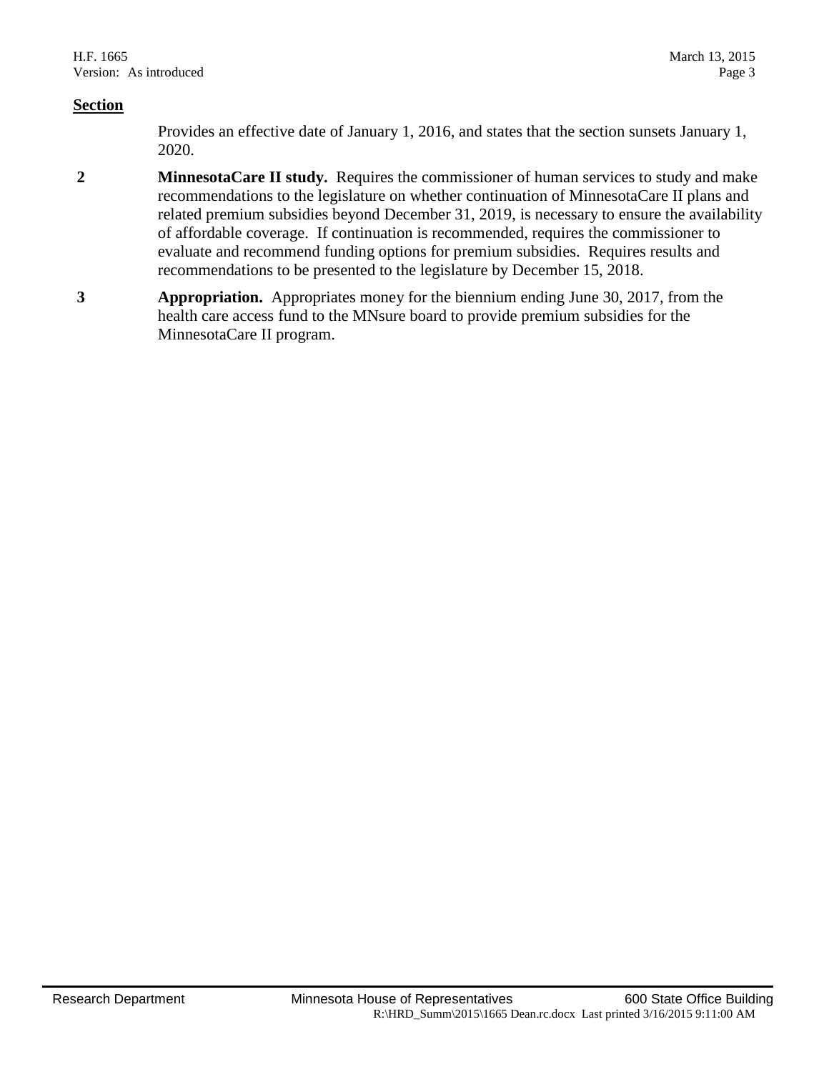**Section**

Provides an effective date of January 1, 2016, and states that the section sunsets January 1, 2020.

**2** **MinnesotaCare II study.** Requires the commissioner of human services to study and make recommendations to the legislature on whether continuation of MinnesotaCare II plans and related premium subsidies beyond December 31, 2019, is necessary to ensure the availability of affordable coverage. If continuation is recommended, requires the commissioner to evaluate and recommend funding options for premium subsidies. Requires results and recommendations to be presented to the legislature by December 15, 2018.

**3** **Appropriation.** Appropriates money for the biennium ending June 30, 2017, from the health care access fund to the MNsure board to provide premium subsidies for the MinnesotaCare II program.